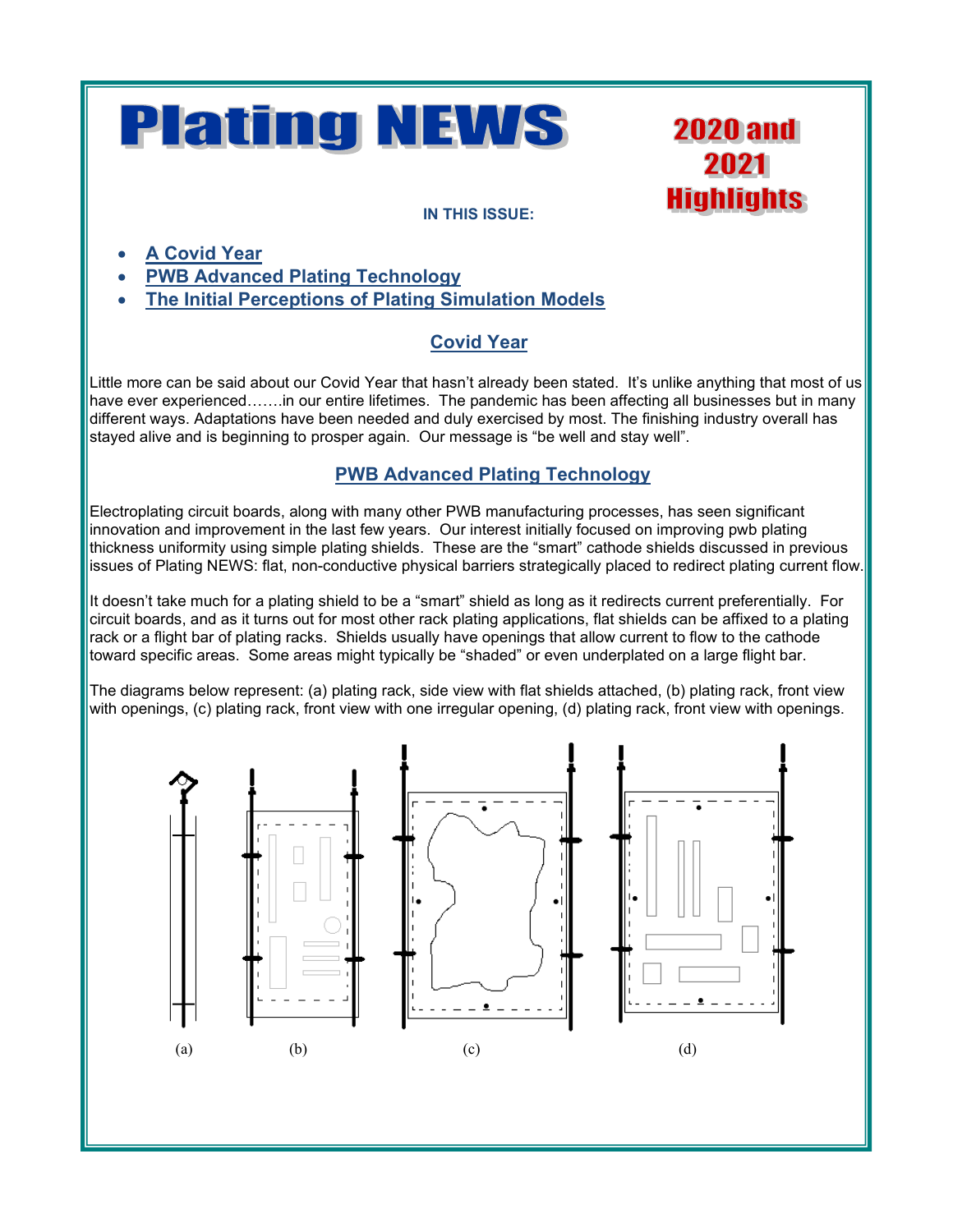# Plating NEWS

**2020 and 2021 Highlights**

**IN THIS ISSUE:**

- A Covid Year
- PWB Advanced Plating Technology
- The Initial Perceptions of Plating Simulation Models

## Covid Year

Little more can be said about our Covid Year that hasn't already been stated. It's unlike anything that most of us have ever experienced…….in our entire lifetimes. The pandemic has been affecting all businesses but in many different ways. Adaptations have been needed and duly exercised by most. The finishing industry overall has stayed alive and is beginning to prosper again. Our message is "be well and stay well".

## PWB Advanced Plating Technology

Electroplating circuit boards, along with many other PWB manufacturing processes, has seen significant innovation and improvement in the last few years. Our interest initially focused on improving pwb plating thickness uniformity using simple plating shields. These are the "smart" cathode shields discussed in previous issues of Plating NEWS: flat, non-conductive physical barriers strategically placed to redirect plating current flow.

It doesn't take much for a plating shield to be a "smart" shield as long as it redirects current preferentially. For circuit boards, and as it turns out for most other rack plating applications, flat shields can be affixed to a plating rack or a flight bar of plating racks. Shields usually have openings that allow current to flow to the cathode toward specific areas. Some areas might typically be "shaded" or even underplated on a large flight bar.

The diagrams below represent: (a) plating rack, side view with flat shields attached, (b) plating rack, front view with openings, (c) plating rack, front view with one irregular opening, (d) plating rack, front view with openings.

(a) (b) (c) (d)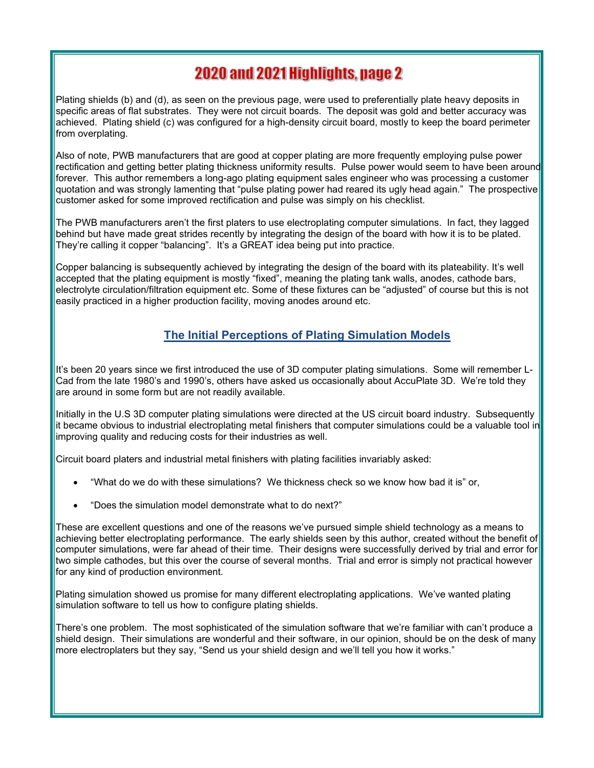# 2020 and 2021 Highlights, page 2

Plating shields (b) and (d), as seen on the previous page, were used to preferentially plate heavy deposits in specific areas of flat substrates. They were not circuit boards. The deposit was gold and better accuracy was achieved. Plating shield (c) was configured for a high-density circuit board, mostly to keep the board perimeter from overplating.

Also of note, PWB manufacturers that are good at copper plating are more frequently employing pulse power rectification and getting better plating thickness uniformity results. Pulse power would seem to have been around forever. This author remembers a long-ago plating equipment sales engineer who was processing a customer quotation and was strongly lamenting that "pulse plating power had reared its ugly head again." The prospective customer asked for some improved rectification and pulse was simply on his checklist.

The PWB manufacturers aren't the first platers to use electroplating computer simulations. In fact, they lagged behind but have made great strides recently by integrating the design of the board with how it is to be plated. They're calling it copper "balancing". It's a GREAT idea being put into practice.

Copper balancing is subsequently achieved by integrating the design of the board with its plateability. It's well accepted that the plating equipment is mostly "fixed", meaning the plating tank walls, anodes, cathode bars, electrolyte circulation/filtration equipment etc. Some of these fixtures can be "adjusted" of course but this is not easily practiced in a higher production facility, moving anodes around etc.

## The Initial Perceptions of Plating Simulation Models

It's been 20 years since we first introduced the use of 3D computer plating simulations. Some will remember L-Cad from the late 1980's and 1990's, others have asked us occasionally about AccuPlate 3D. We're told they are around in some form but are not readily available.

Initially in the U.S 3D computer plating simulations were directed at the US circuit board industry. Subsequently it became obvious to industrial electroplating metal finishers that computer simulations could be a valuable tool in improving quality and reducing costs for their industries as well.

Circuit board platers and industrial metal finishers with plating facilities invariably asked:

- "What do we do with these simulations? We thickness check so we know how bad it is" or,
- "Does the simulation model demonstrate what to do next?"

These are excellent questions and one of the reasons we've pursued simple shield technology as a means to achieving better electroplating performance. The early shields seen by this author, created without the benefit of computer simulations, were far ahead of their time. Their designs were successfully derived by trial and error for two simple cathodes, but this over the course of several months. Trial and error is simply not practical however for any kind of production environment.

Plating simulation showed us promise for many different electroplating applications. We've wanted plating simulation software to tell us how to configure plating shields.

There's one problem. The most sophisticated of the simulation software that we're familiar with can't produce a shield design. Their simulations are wonderful and their software, in our opinion, should be on the desk of many more electroplaters but they say, "Send us your shield design and we'll tell you how it works."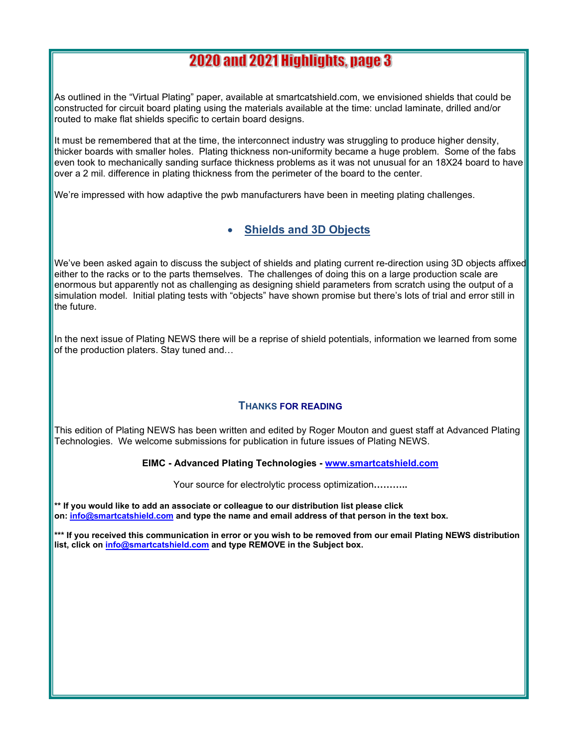# 2020 and 2021 Highlights, page 3

As outlined in the "Virtual Plating" paper, available at smartcatshield.com, we envisioned shields that could be constructed for circuit board plating using the materials available at the time: unclad laminate, drilled and/or routed to make flat shields specific to certain board designs.

It must be remembered that at the time, the interconnect industry was struggling to produce higher density, thicker boards with smaller holes. Plating thickness non-uniformity became a huge problem. Some of the fabs even took to mechanically sanding surface thickness problems as it was not unusual for an 18X24 board to have over a 2 mil. difference in plating thickness from the perimeter of the board to the center.

We're impressed with how adaptive the pwb manufacturers have been in meeting plating challenges.

- **Shields and 3D Objects**

We've been asked again to discuss the subject of shields and plating current re-direction using 3D objects affixed either to the racks or to the parts themselves. The challenges of doing this on a large production scale are enormous but apparently not as challenging as designing shield parameters from scratch using the output of a simulation model. Initial plating tests with "objects" have shown promise but there's lots of trial and error still in the future.

In the next issue of Plating NEWS there will be a reprise of shield potentials, information we learned from some of the production platers. Stay tuned and…

### THANKS FOR READING

This edition of Plating NEWS has been written and edited by Roger Mouton and guest staff at Advanced Plating Technologies. We welcome submissions for publication in future issues of Plating NEWS.

**EIMC - Advanced Plating Technologies - www.smartcatshield.com**

Your source for electrolytic process optimization**………..**

**** If you would like to add an associate or colleague to our distribution list please click on: info@smartcatshield.com and type the name and email address of that person in the text box.**

***** If you received this communication in error or you wish to be removed from our email Plating NEWS distribution list, click on info@smartcatshield.com and type REMOVE in the Subject box.**